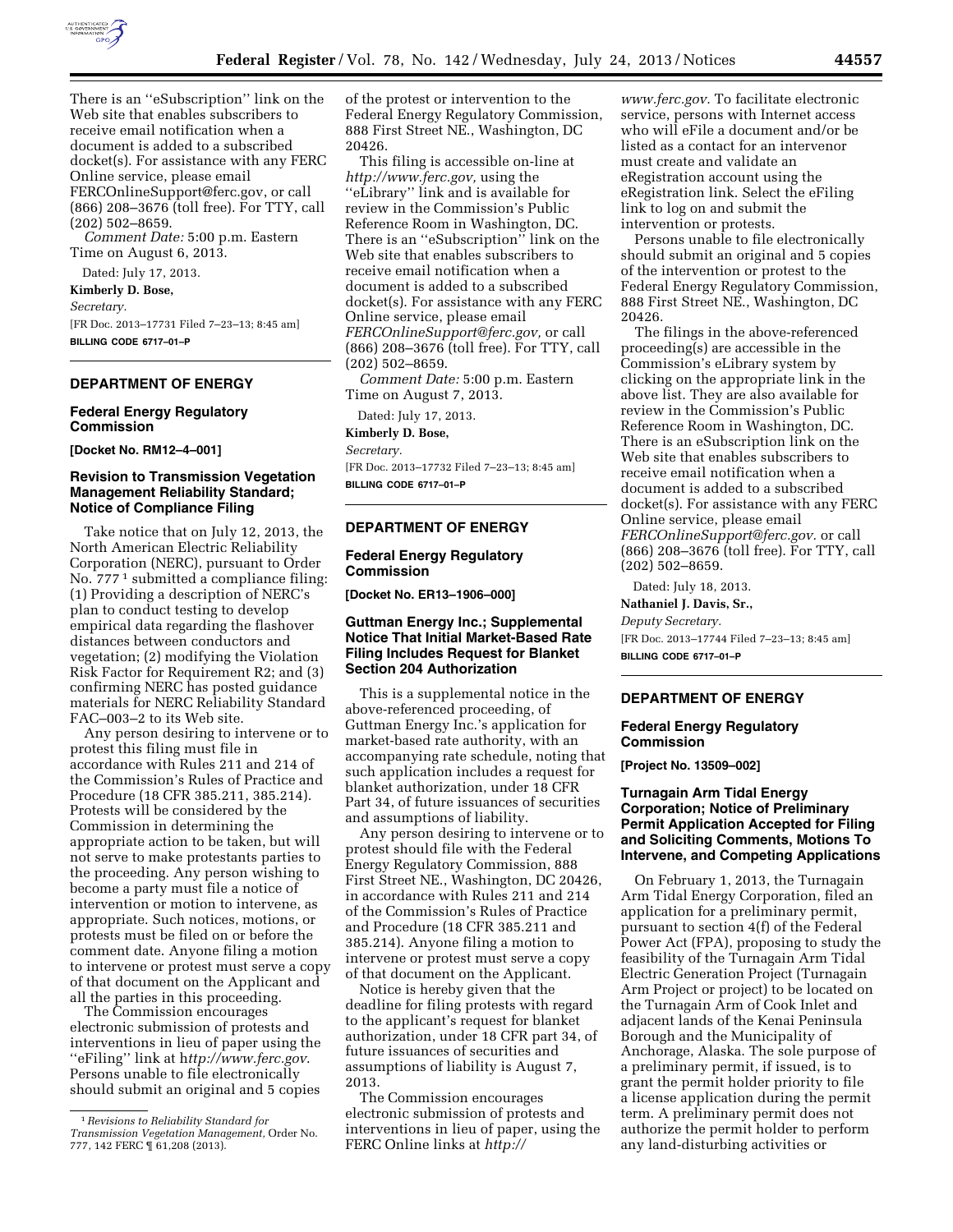There is an "eSubscription" link on the Web site that enables subscribers to receive email notification when a document is added to a subscribed docket(s). For assistance with any FERC Online service, please email FERCOnlineSupport@ferc.gov, or call (866) 208–3676 (toll free). For TTY, call (202) 502–8659.

*Comment Date:* 5:00 p.m. Eastern Time on August 6, 2013.

Dated: July 17, 2013.

**Kimberly D. Bose,**

*Secretary.*

[FR Doc. 2013–17731 Filed 7–23–13; 8:45 am]

**BILLING CODE 6717–01–P**

## DEPARTMENT OF ENERGY

### Federal Energy Regulatory Commission

**[Docket No. RM12–4–001]**

### Revision to Transmission Vegetation Management Reliability Standard; Notice of Compliance Filing

Take notice that on July 12, 2013, the North American Electric Reliability Corporation (NERC), pursuant to Order No. 777 [1] submitted a compliance filing: (1) Providing a description of NERC's plan to conduct testing to develop empirical data regarding the flashover distances between conductors and vegetation; (2) modifying the Violation Risk Factor for Requirement R2; and (3) confirming NERC has posted guidance materials for NERC Reliability Standard FAC–003–2 to its Web site.

Any person desiring to intervene or to protest this filing must file in accordance with Rules 211 and 214 of the Commission's Rules of Practice and Procedure (18 CFR 385.211, 385.214). Protests will be considered by the Commission in determining the appropriate action to be taken, but will not serve to make protestants parties to the proceeding. Any person wishing to become a party must file a notice of intervention or motion to intervene, as appropriate. Such notices, motions, or protests must be filed on or before the comment date. Anyone filing a motion to intervene or protest must serve a copy of that document on the Applicant and all the parties in this proceeding.

The Commission encourages electronic submission of protests and interventions in lieu of paper using the "eFiling" link at *http://www.ferc.gov*. Persons unable to file electronically should submit an original and 5 copies of the protest or intervention to the Federal Energy Regulatory Commission, 888 First Street NE., Washington, DC 20426.

This filing is accessible on-line at *http://www.ferc.gov,* using the "eLibrary" link and is available for review in the Commission's Public Reference Room in Washington, DC. There is an "eSubscription" link on the Web site that enables subscribers to receive email notification when a document is added to a subscribed docket(s). For assistance with any FERC Online service, please email *FERCOnlineSupport@ferc.gov,* or call (866) 208–3676 (toll free). For TTY, call (202) 502–8659.

*Comment Date:* 5:00 p.m. Eastern Time on August 7, 2013.

Dated: July 17, 2013.

**Kimberly D. Bose,**

*Secretary.*

[FR Doc. 2013–17732 Filed 7–23–13; 8:45 am]

**BILLING CODE 6717–01–P**

[1] *Revisions to Reliability Standard for Transmission Vegetation Management*, Order No. 777, 142 FERC ¶ 61,208 (2013).

## DEPARTMENT OF ENERGY

### Federal Energy Regulatory Commission

**[Docket No. ER13–1906–000]**

### Guttman Energy Inc.; Supplemental Notice That Initial Market-Based Rate Filing Includes Request for Blanket Section 204 Authorization

This is a supplemental notice in the above-referenced proceeding, of Guttman Energy Inc.'s application for market-based rate authority, with an accompanying rate schedule, noting that such application includes a request for blanket authorization, under 18 CFR Part 34, of future issuances of securities and assumptions of liability.

Any person desiring to intervene or to protest should file with the Federal Energy Regulatory Commission, 888 First Street NE., Washington, DC 20426, in accordance with Rules 211 and 214 of the Commission's Rules of Practice and Procedure (18 CFR 385.211 and 385.214). Anyone filing a motion to intervene or protest must serve a copy of that document on the Applicant.

Notice is hereby given that the deadline for filing protests with regard to the applicant's request for blanket authorization, under 18 CFR part 34, of future issuances of securities and assumptions of liability is August 7, 2013.

The Commission encourages electronic submission of protests and interventions in lieu of paper, using the FERC Online links at *http://www.ferc.gov.* To facilitate electronic service, persons with Internet access who will eFile a document and/or be listed as a contact for an intervenor must create and validate an eRegistration account using the eRegistration link. Select the eFiling link to log on and submit the intervention or protests.

Persons unable to file electronically should submit an original and 5 copies of the intervention or protest to the Federal Energy Regulatory Commission, 888 First Street NE., Washington, DC 20426.

The filings in the above-referenced proceeding(s) are accessible in the Commission's eLibrary system by clicking on the appropriate link in the above list. They are also available for review in the Commission's Public Reference Room in Washington, DC. There is an eSubscription link on the Web site that enables subscribers to receive email notification when a document is added to a subscribed docket(s). For assistance with any FERC Online service, please email *FERCOnlineSupport@ferc.gov.* or call (866) 208–3676 (toll free). For TTY, call (202) 502–8659.

Dated: July 18, 2013.

**Nathaniel J. Davis, Sr.,**

*Deputy Secretary.*

[FR Doc. 2013–17744 Filed 7–23–13; 8:45 am]

**BILLING CODE 6717–01–P**

## DEPARTMENT OF ENERGY

### Federal Energy Regulatory Commission

**[Project No. 13509–002]**

### Turnagain Arm Tidal Energy Corporation; Notice of Preliminary Permit Application Accepted for Filing and Soliciting Comments, Motions To Intervene, and Competing Applications

On February 1, 2013, the Turnagain Arm Tidal Energy Corporation, filed an application for a preliminary permit, pursuant to section 4(f) of the Federal Power Act (FPA), proposing to study the feasibility of the Turnagain Arm Tidal Electric Generation Project (Turnagain Arm Project or project) to be located on the Turnagain Arm of Cook Inlet and adjacent lands of the Kenai Peninsula Borough and the Municipality of Anchorage, Alaska. The sole purpose of a preliminary permit, if issued, is to grant the permit holder priority to file a license application during the permit term. A preliminary permit does not authorize the permit holder to perform any land-disturbing activities or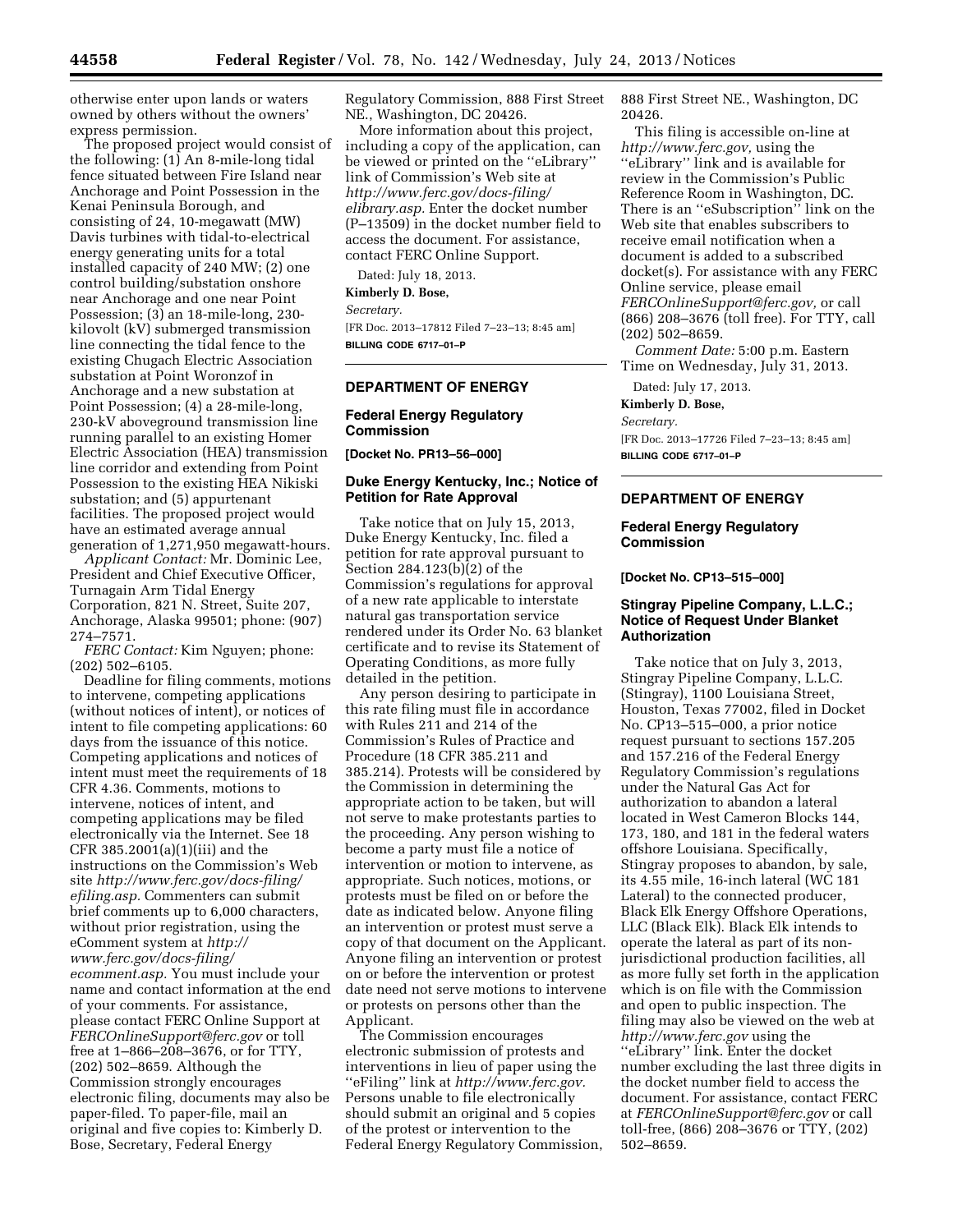otherwise enter upon lands or waters owned by others without the owners' express permission.

The proposed project would consist of the following: (1) An 8-mile-long tidal fence situated between Fire Island near Anchorage and Point Possession in the Kenai Peninsula Borough, and consisting of 24, 10-megawatt (MW) Davis turbines with tidal-to-electrical energy generating units for a total installed capacity of 240 MW; (2) one control building/substation onshore near Anchorage and one near Point Possession; (3) an 18-mile-long, 230-kilovolt (kV) submerged transmission line connecting the tidal fence to the existing Chugach Electric Association substation at Point Woronzof in Anchorage and a new substation at Point Possession; (4) a 28-mile-long, 230-kV aboveground transmission line running parallel to an existing Homer Electric Association (HEA) transmission line corridor and extending from Point Possession to the existing HEA Nikiski substation; and (5) appurtenant facilities. The proposed project would have an estimated average annual generation of 1,271,950 megawatt-hours.

*Applicant Contact:* Mr. Dominic Lee, President and Chief Executive Officer, Turnagain Arm Tidal Energy Corporation, 821 N. Street, Suite 207, Anchorage, Alaska 99501; phone: (907) 274–7571.

*FERC Contact:* Kim Nguyen; phone: (202) 502–6105.

Deadline for filing comments, motions to intervene, competing applications (without notices of intent), or notices of intent to file competing applications: 60 days from the issuance of this notice. Competing applications and notices of intent must meet the requirements of 18 CFR 4.36. Comments, motions to intervene, notices of intent, and competing applications may be filed electronically via the Internet. See 18 CFR 385.2001(a)(1)(iii) and the instructions on the Commission's Web site *http://www.ferc.gov/docs-filing/efiling.asp.* Commenters can submit brief comments up to 6,000 characters, without prior registration, using the eComment system at *http://www.ferc.gov/docs-filing/ecomment.asp.* You must include your name and contact information at the end of your comments. For assistance, please contact FERC Online Support at *FERCOnlineSupport@ferc.gov* or toll free at 1–866–208–3676, or for TTY, (202) 502–8659. Although the Commission strongly encourages electronic filing, documents may also be paper-filed. To paper-file, mail an original and five copies to: Kimberly D. Bose, Secretary, Federal Energy Regulatory Commission, 888 First Street NE., Washington, DC 20426.

More information about this project, including a copy of the application, can be viewed or printed on the "eLibrary" link of Commission's Web site at *http://www.ferc.gov/docs-filing/elibrary.asp.* Enter the docket number (P–13509) in the docket number field to access the document. For assistance, contact FERC Online Support.

Dated: July 18, 2013.

**Kimberly D. Bose,**

*Secretary.*

[FR Doc. 2013–17812 Filed 7–23–13; 8:45 am]

**BILLING CODE 6717–01–P**

## DEPARTMENT OF ENERGY

### Federal Energy Regulatory Commission

**[Docket No. PR13–56–000]**

### Duke Energy Kentucky, Inc.; Notice of Petition for Rate Approval

Take notice that on July 15, 2013, Duke Energy Kentucky, Inc. filed a petition for rate approval pursuant to Section 284.123(b)(2) of the Commission's regulations for approval of a new rate applicable to interstate natural gas transportation service rendered under its Order No. 63 blanket certificate and to revise its Statement of Operating Conditions, as more fully detailed in the petition.

Any person desiring to participate in this rate filing must file in accordance with Rules 211 and 214 of the Commission's Rules of Practice and Procedure (18 CFR 385.211 and 385.214). Protests will be considered by the Commission in determining the appropriate action to be taken, but will not serve to make protestants parties to the proceeding. Any person wishing to become a party must file a notice of intervention or motion to intervene, as appropriate. Such notices, motions, or protests must be filed on or before the date as indicated below. Anyone filing an intervention or protest must serve a copy of that document on the Applicant. Anyone filing an intervention or protest on or before the intervention or protest date need not serve motions to intervene or protests on persons other than the Applicant.

The Commission encourages electronic submission of protests and interventions in lieu of paper using the "eFiling" link at *http://www.ferc.gov.* Persons unable to file electronically should submit an original and 5 copies of the protest or intervention to the Federal Energy Regulatory Commission, 888 First Street NE., Washington, DC 20426.

This filing is accessible on-line at *http://www.ferc.gov,* using the "eLibrary" link and is available for review in the Commission's Public Reference Room in Washington, DC. There is an "eSubscription" link on the Web site that enables subscribers to receive email notification when a document is added to a subscribed docket(s). For assistance with any FERC Online service, please email *FERCOnlineSupport@ferc.gov,* or call (866) 208–3676 (toll free). For TTY, call (202) 502–8659.

*Comment Date:* 5:00 p.m. Eastern Time on Wednesday, July 31, 2013.

Dated: July 17, 2013.

**Kimberly D. Bose,**

*Secretary.*

[FR Doc. 2013–17726 Filed 7–23–13; 8:45 am]

**BILLING CODE 6717–01–P**

## DEPARTMENT OF ENERGY

### Federal Energy Regulatory Commission

**[Docket No. CP13–515–000]**

### Stingray Pipeline Company, L.L.C.; Notice of Request Under Blanket Authorization

Take notice that on July 3, 2013, Stingray Pipeline Company, L.L.C. (Stingray), 1100 Louisiana Street, Houston, Texas 77002, filed in Docket No. CP13–515–000, a prior notice request pursuant to sections 157.205 and 157.216 of the Federal Energy Regulatory Commission's regulations under the Natural Gas Act for authorization to abandon a lateral located in West Cameron Blocks 144, 173, 180, and 181 in the federal waters offshore Louisiana. Specifically, Stingray proposes to abandon, by sale, its 4.55 mile, 16-inch lateral (WC 181 Lateral) to the connected producer, Black Elk Energy Offshore Operations, LLC (Black Elk). Black Elk intends to operate the lateral as part of its non-jurisdictional production facilities, all as more fully set forth in the application which is on file with the Commission and open to public inspection. The filing may also be viewed on the web at *http://www.ferc.gov* using the "eLibrary" link. Enter the docket number excluding the last three digits in the docket number field to access the document. For assistance, contact FERC at *FERCOnlineSupport@ferc.gov* or call toll-free, (866) 208–3676 or TTY, (202) 502–8659.